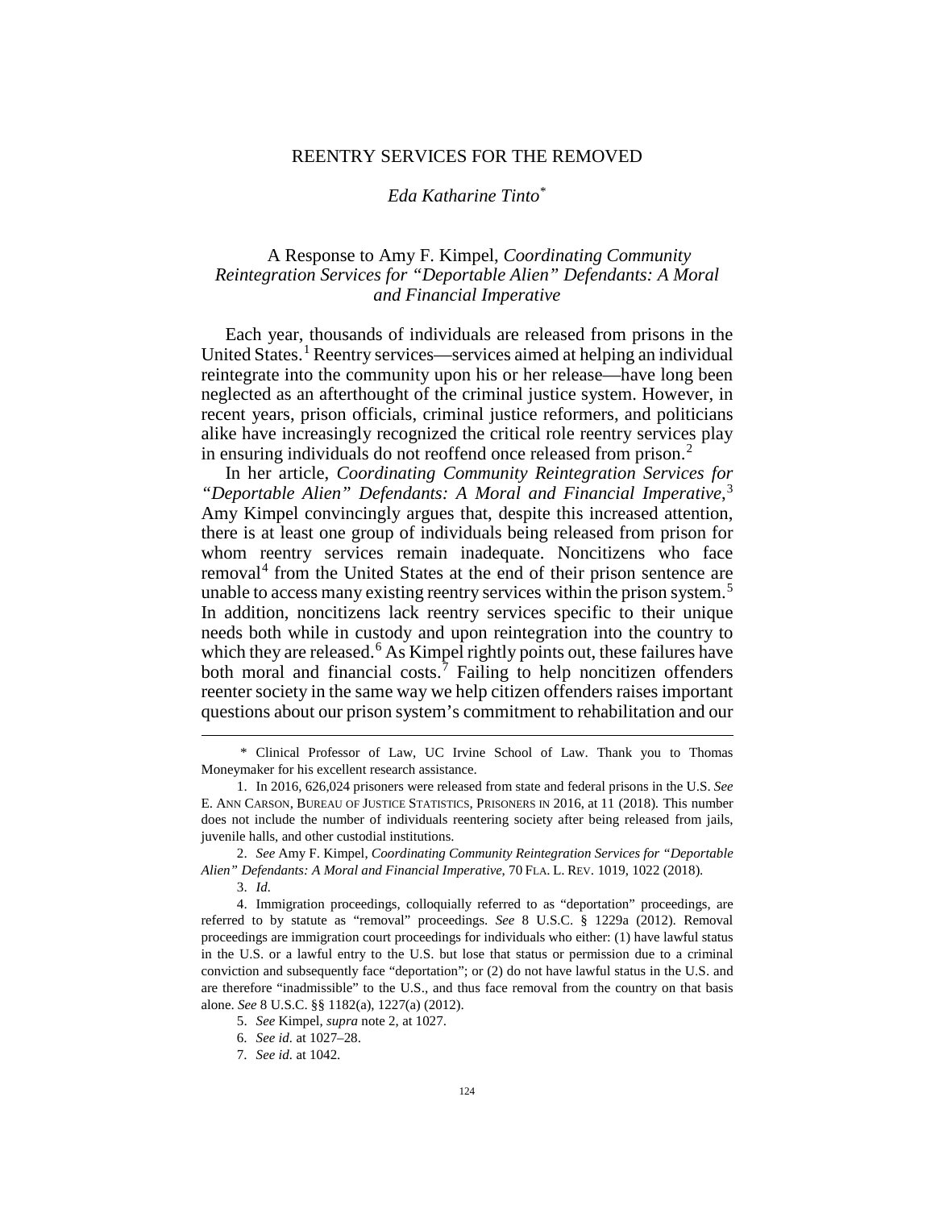# REENTRY SERVICES FOR THE REMOVED

*Eda Katharine Tinto*[*]

A Response to Amy F. Kimpel, *Coordinating Community Reintegration Services for "Deportable Alien" Defendants: A Moral and Financial Imperative*

Each year, thousands of individuals are released from prisons in the United States.[1] Reentry services—services aimed at helping an individual reintegrate into the community upon his or her release—have long been neglected as an afterthought of the criminal justice system. However, in recent years, prison officials, criminal justice reformers, and politicians alike have increasingly recognized the critical role reentry services play in ensuring individuals do not reoffend once released from prison.[2]

In her article, *Coordinating Community Reintegration Services for "Deportable Alien" Defendants: A Moral and Financial Imperative*,[3] Amy Kimpel convincingly argues that, despite this increased attention, there is at least one group of individuals being released from prison for whom reentry services remain inadequate. Noncitizens who face removal[4] from the United States at the end of their prison sentence are unable to access many existing reentry services within the prison system.[5] In addition, noncitizens lack reentry services specific to their unique needs both while in custody and upon reintegration into the country to which they are released.[6] As Kimpel rightly points out, these failures have both moral and financial costs.[7] Failing to help noncitizen offenders reenter society in the same way we help citizen offenders raises important questions about our prison system's commitment to rehabilitation and our

---

\* Clinical Professor of Law, UC Irvine School of Law. Thank you to Thomas Moneymaker for his excellent research assistance.

1. In 2016, 626,024 prisoners were released from state and federal prisons in the U.S. *See* E. ANN CARSON, BUREAU OF JUSTICE STATISTICS, PRISONERS IN 2016, at 11 (2018). This number does not include the number of individuals reentering society after being released from jails, juvenile halls, and other custodial institutions.

2. *See* Amy F. Kimpel, *Coordinating Community Reintegration Services for "Deportable Alien" Defendants: A Moral and Financial Imperative*, 70 FLA. L. REV. 1019, 1022 (2018).

3. *Id.*

4. Immigration proceedings, colloquially referred to as "deportation" proceedings, are referred to by statute as "removal" proceedings. *See* 8 U.S.C. § 1229a (2012). Removal proceedings are immigration court proceedings for individuals who either: (1) have lawful status in the U.S. or a lawful entry to the U.S. but lose that status or permission due to a criminal conviction and subsequently face "deportation"; or (2) do not have lawful status in the U.S. and are therefore "inadmissible" to the U.S., and thus face removal from the country on that basis alone. *See* 8 U.S.C. §§ 1182(a), 1227(a) (2012).

5. *See* Kimpel, *supra* note 2, at 1027.

6. *See id.* at 1027–28.

7. *See id.* at 1042.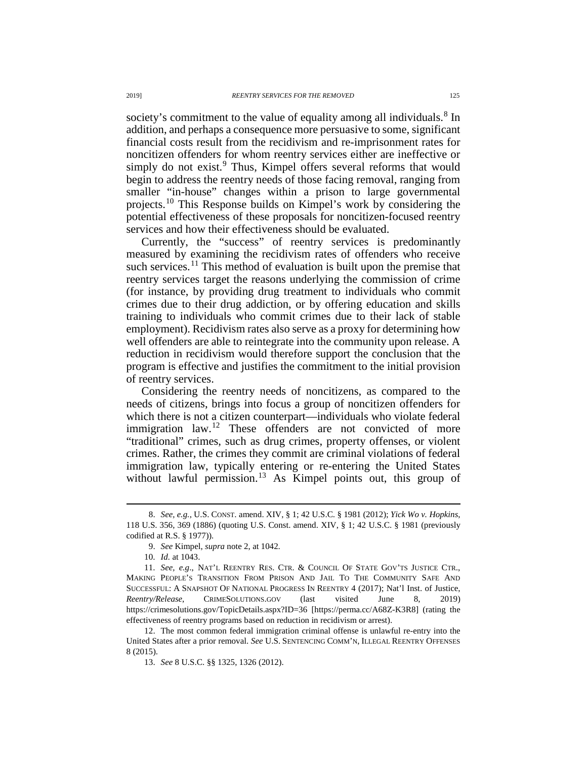society's commitment to the value of equality among all individuals.[8] In addition, and perhaps a consequence more persuasive to some, significant financial costs result from the recidivism and re-imprisonment rates for noncitizen offenders for whom reentry services either are ineffective or simply do not exist.[9] Thus, Kimpel offers several reforms that would begin to address the reentry needs of those facing removal, ranging from smaller "in-house" changes within a prison to large governmental projects.[10] This Response builds on Kimpel's work by considering the potential effectiveness of these proposals for noncitizen-focused reentry services and how their effectiveness should be evaluated.

Currently, the "success" of reentry services is predominantly measured by examining the recidivism rates of offenders who receive such services.[11] This method of evaluation is built upon the premise that reentry services target the reasons underlying the commission of crime (for instance, by providing drug treatment to individuals who commit crimes due to their drug addiction, or by offering education and skills training to individuals who commit crimes due to their lack of stable employment). Recidivism rates also serve as a proxy for determining how well offenders are able to reintegrate into the community upon release. A reduction in recidivism would therefore support the conclusion that the program is effective and justifies the commitment to the initial provision of reentry services.

Considering the reentry needs of noncitizens, as compared to the needs of citizens, brings into focus a group of noncitizen offenders for which there is not a citizen counterpart—individuals who violate federal immigration law.[12] These offenders are not convicted of more "traditional" crimes, such as drug crimes, property offenses, or violent crimes. Rather, the crimes they commit are criminal violations of federal immigration law, typically entering or re-entering the United States without lawful permission.[13] As Kimpel points out, this group of

---

8. *See, e.g.*, U.S. CONST. amend. XIV, § 1; 42 U.S.C. § 1981 (2012); *Yick Wo v. Hopkins*, 118 U.S. 356, 369 (1886) (quoting U.S. Const. amend. XIV, § 1; 42 U.S.C. § 1981 (previously codified at R.S. § 1977)).

9. *See* Kimpel, *supra* note 2, at 1042.

10. *Id.* at 1043.

11. *See, e.g*., NAT'L REENTRY RES. CTR. & COUNCIL OF STATE GOV'TS JUSTICE CTR., MAKING PEOPLE'S TRANSITION FROM PRISON AND JAIL TO THE COMMUNITY SAFE AND SUCCESSFUL: A SNAPSHOT OF NATIONAL PROGRESS IN REENTRY 4 (2017); Nat'l Inst. of Justice, *Reentry/Release*, CRIMESOLUTIONS.GOV (last visited June 8, 2019) https://crimesolutions.gov/TopicDetails.aspx?ID=36 [https://perma.cc/A68Z-K3R8] (rating the effectiveness of reentry programs based on reduction in recidivism or arrest).

12. The most common federal immigration criminal offense is unlawful re-entry into the United States after a prior removal. *See* U.S. SENTENCING COMM'N, ILLEGAL REENTRY OFFENSES 8 (2015).

13. *See* 8 U.S.C. §§ 1325, 1326 (2012).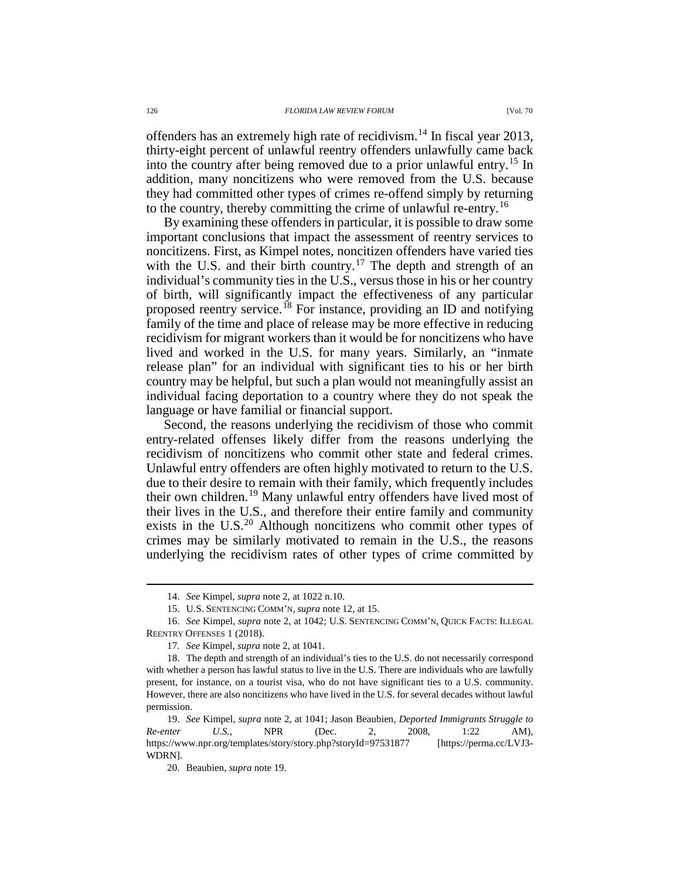offenders has an extremely high rate of recidivism.[14] In fiscal year 2013, thirty-eight percent of unlawful reentry offenders unlawfully came back into the country after being removed due to a prior unlawful entry.[15] In addition, many noncitizens who were removed from the U.S. because they had committed other types of crimes re-offend simply by returning to the country, thereby committing the crime of unlawful re-entry.[16]

By examining these offenders in particular, it is possible to draw some important conclusions that impact the assessment of reentry services to noncitizens. First, as Kimpel notes, noncitizen offenders have varied ties with the U.S. and their birth country.[17] The depth and strength of an individual's community ties in the U.S., versus those in his or her country of birth, will significantly impact the effectiveness of any particular proposed reentry service.[18] For instance, providing an ID and notifying family of the time and place of release may be more effective in reducing recidivism for migrant workers than it would be for noncitizens who have lived and worked in the U.S. for many years. Similarly, an "inmate release plan" for an individual with significant ties to his or her birth country may be helpful, but such a plan would not meaningfully assist an individual facing deportation to a country where they do not speak the language or have familial or financial support.

Second, the reasons underlying the recidivism of those who commit entry-related offenses likely differ from the reasons underlying the recidivism of noncitizens who commit other state and federal crimes. Unlawful entry offenders are often highly motivated to return to the U.S. due to their desire to remain with their family, which frequently includes their own children.[19] Many unlawful entry offenders have lived most of their lives in the U.S., and therefore their entire family and community exists in the U.S.[20] Although noncitizens who commit other types of crimes may be similarly motivated to remain in the U.S., the reasons underlying the recidivism rates of other types of crime committed by

---

14. *See* Kimpel, *supra* note 2, at 1022 n.10.

15. U.S. SENTENCING COMM'N, *supra* note 12, at 15.

16. *See* Kimpel, *supra* note 2, at 1042; U.S. SENTENCING COMM'N, QUICK FACTS: ILLEGAL REENTRY OFFENSES 1 (2018).

17. *See* Kimpel, *supra* note 2, at 1041.

18. The depth and strength of an individual's ties to the U.S. do not necessarily correspond with whether a person has lawful status to live in the U.S. There are individuals who are lawfully present, for instance, on a tourist visa, who do not have significant ties to a U.S. community. However, there are also noncitizens who have lived in the U.S. for several decades without lawful permission.

19. *See* Kimpel, *supra* note 2, at 1041; Jason Beaubien, *Deported Immigrants Struggle to Re-enter U.S.*, NPR (Dec. 2, 2008, 1:22 AM), https://www.npr.org/templates/story/story.php?storyId=97531877 [https://perma.cc/LVJ3-WDRN].

20. Beaubien, *supra* note 19.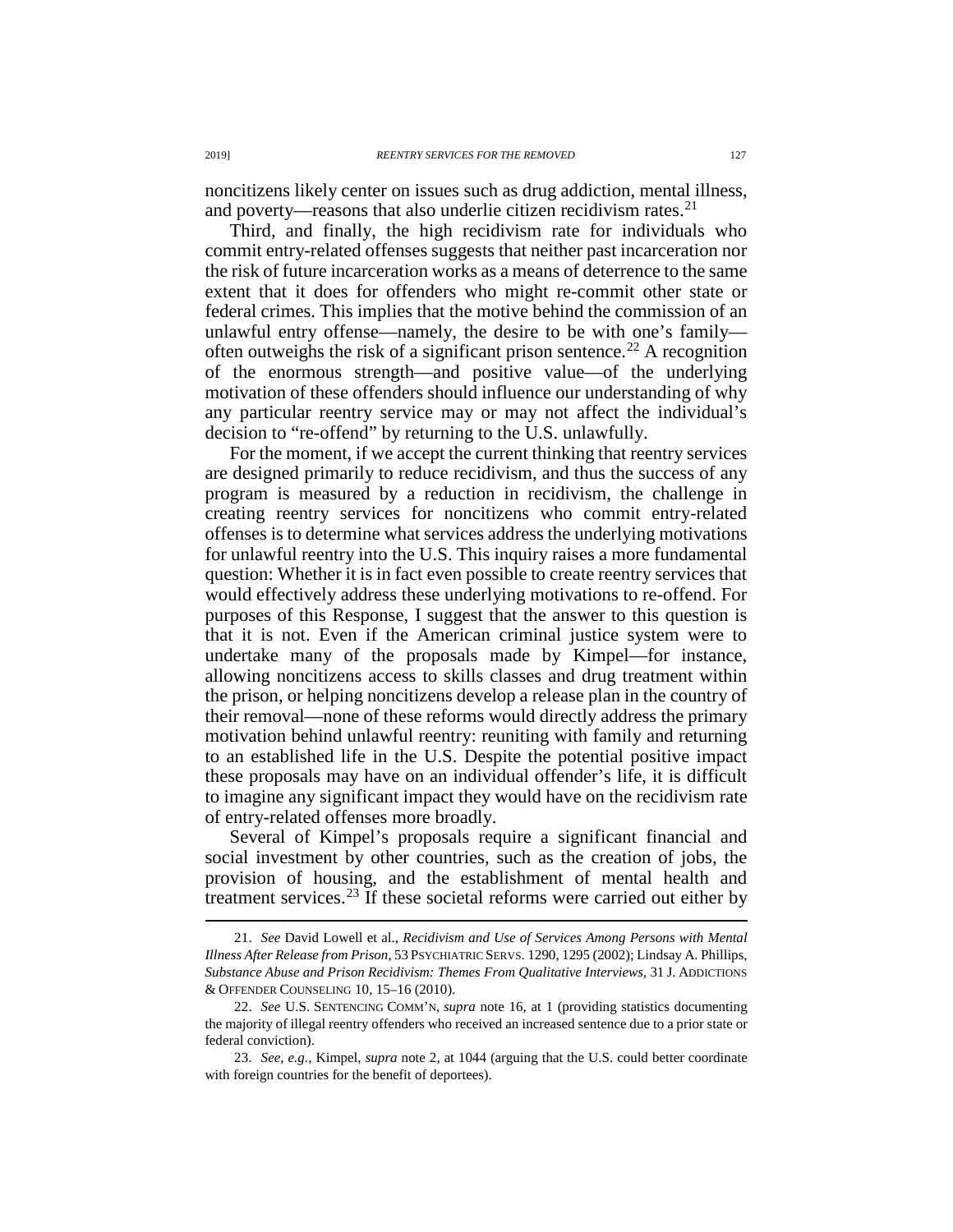noncitizens likely center on issues such as drug addiction, mental illness, and poverty—reasons that also underlie citizen recidivism rates.[21]

Third, and finally, the high recidivism rate for individuals who commit entry-related offenses suggests that neither past incarceration nor the risk of future incarceration works as a means of deterrence to the same extent that it does for offenders who might re-commit other state or federal crimes. This implies that the motive behind the commission of an unlawful entry offense—namely, the desire to be with one's family—often outweighs the risk of a significant prison sentence.[22] A recognition of the enormous strength—and positive value—of the underlying motivation of these offenders should influence our understanding of why any particular reentry service may or may not affect the individual's decision to "re-offend" by returning to the U.S. unlawfully.

For the moment, if we accept the current thinking that reentry services are designed primarily to reduce recidivism, and thus the success of any program is measured by a reduction in recidivism, the challenge in creating reentry services for noncitizens who commit entry-related offenses is to determine what services address the underlying motivations for unlawful reentry into the U.S. This inquiry raises a more fundamental question: Whether it is in fact even possible to create reentry services that would effectively address these underlying motivations to re-offend. For purposes of this Response, I suggest that the answer to this question is that it is not. Even if the American criminal justice system were to undertake many of the proposals made by Kimpel—for instance, allowing noncitizens access to skills classes and drug treatment within the prison, or helping noncitizens develop a release plan in the country of their removal—none of these reforms would directly address the primary motivation behind unlawful reentry: reuniting with family and returning to an established life in the U.S. Despite the potential positive impact these proposals may have on an individual offender's life, it is difficult to imagine any significant impact they would have on the recidivism rate of entry-related offenses more broadly.

Several of Kimpel's proposals require a significant financial and social investment by other countries, such as the creation of jobs, the provision of housing, and the establishment of mental health and treatment services.[23] If these societal reforms were carried out either by

---

21. *See* David Lowell et al., *Recidivism and Use of Services Among Persons with Mental Illness After Release from Prison*, 53 PSYCHIATRIC SERVS. 1290, 1295 (2002); Lindsay A. Phillips, *Substance Abuse and Prison Recidivism: Themes From Qualitative Interviews*, 31 J. ADDICTIONS & OFFENDER COUNSELING 10, 15–16 (2010).

22. *See* U.S. SENTENCING COMM'N, *supra* note 16, at 1 (providing statistics documenting the majority of illegal reentry offenders who received an increased sentence due to a prior state or federal conviction).

23. *See, e.g.*, Kimpel, *supra* note 2, at 1044 (arguing that the U.S. could better coordinate with foreign countries for the benefit of deportees).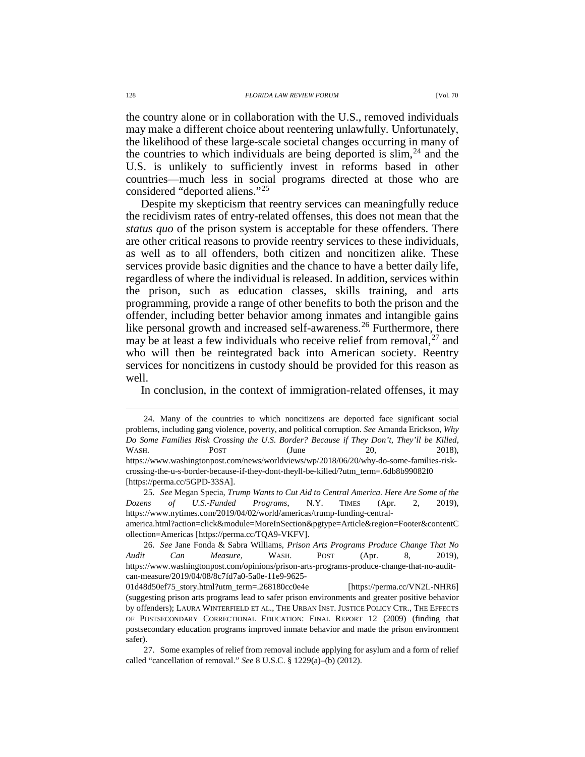the country alone or in collaboration with the U.S., removed individuals may make a different choice about reentering unlawfully. Unfortunately, the likelihood of these large-scale societal changes occurring in many of the countries to which individuals are being deported is slim,[24] and the U.S. is unlikely to sufficiently invest in reforms based in other countries—much less in social programs directed at those who are considered "deported aliens."[25]

Despite my skepticism that reentry services can meaningfully reduce the recidivism rates of entry-related offenses, this does not mean that the *status quo* of the prison system is acceptable for these offenders. There are other critical reasons to provide reentry services to these individuals, as well as to all offenders, both citizen and noncitizen alike. These services provide basic dignities and the chance to have a better daily life, regardless of where the individual is released. In addition, services within the prison, such as education classes, skills training, and arts programming, provide a range of other benefits to both the prison and the offender, including better behavior among inmates and intangible gains like personal growth and increased self-awareness.[26] Furthermore, there may be at least a few individuals who receive relief from removal,[27] and who will then be reintegrated back into American society. Reentry services for noncitizens in custody should be provided for this reason as well.

In conclusion, in the context of immigration-related offenses, it may

---

24. Many of the countries to which noncitizens are deported face significant social problems, including gang violence, poverty, and political corruption. *See* Amanda Erickson, *Why Do Some Families Risk Crossing the U.S. Border? Because if They Don't, They'll be Killed*, WASH. POST (June 20, 2018), https://www.washingtonpost.com/news/worldviews/wp/2018/06/20/why-do-some-families-risk-crossing-the-u-s-border-because-if-they-dont-theyll-be-killed/?utm_term=.6db8b99082f0 [https://perma.cc/5GPD-33SA].

25. *See* Megan Specia, *Trump Wants to Cut Aid to Central America. Here Are Some of the Dozens of U.S.-Funded Programs*, N.Y. TIMES (Apr. 2, 2019), https://www.nytimes.com/2019/04/02/world/americas/trump-funding-central-america.html?action=click&module=MoreInSection&pgtype=Article&region=Footer&contentCollection=Americas [https://perma.cc/TQA9-VKFV].

26. *See* Jane Fonda & Sabra Williams, *Prison Arts Programs Produce Change That No Audit Can Measure*, WASH. POST (Apr. 8, 2019), https://www.washingtonpost.com/opinions/prison-arts-programs-produce-change-that-no-audit-can-measure/2019/04/08/8c7fd7a0-5a0e-11e9-9625-01d48d50ef75_story.html?utm_term=.268180cc0e4e [https://perma.cc/VN2L-NHR6] (suggesting prison arts programs lead to safer prison environments and greater positive behavior by offenders); LAURA WINTERFIELD ET AL., THE URBAN INST. JUSTICE POLICY CTR., THE EFFECTS OF POSTSECONDARY CORRECTIONAL EDUCATION: FINAL REPORT 12 (2009) (finding that postsecondary education programs improved inmate behavior and made the prison environment safer).

27. Some examples of relief from removal include applying for asylum and a form of relief called "cancellation of removal." *See* 8 U.S.C. § 1229(a)–(b) (2012).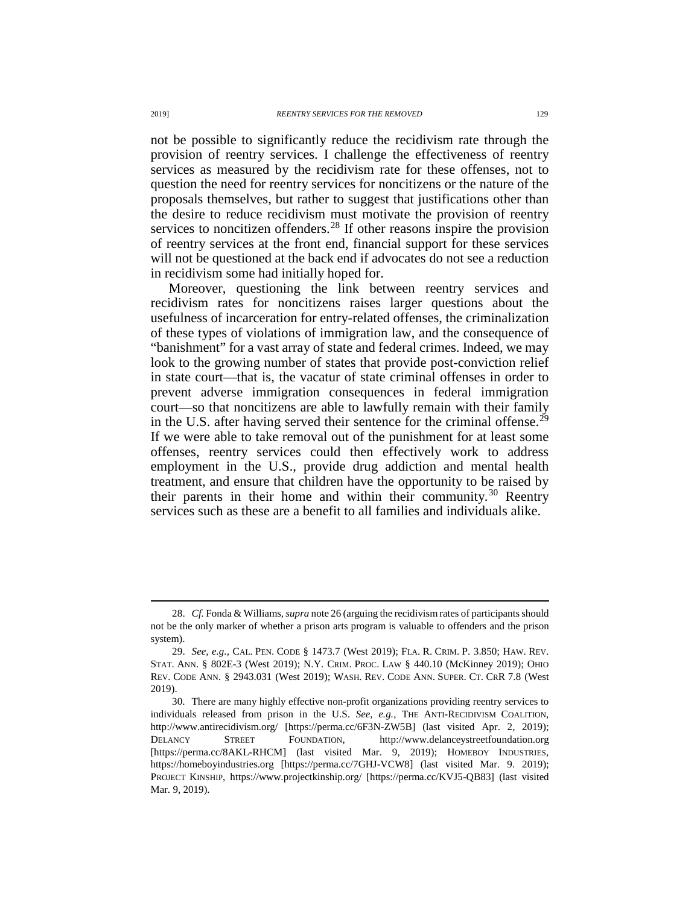not be possible to significantly reduce the recidivism rate through the provision of reentry services. I challenge the effectiveness of reentry services as measured by the recidivism rate for these offenses, not to question the need for reentry services for noncitizens or the nature of the proposals themselves, but rather to suggest that justifications other than the desire to reduce recidivism must motivate the provision of reentry services to noncitizen offenders.[28] If other reasons inspire the provision of reentry services at the front end, financial support for these services will not be questioned at the back end if advocates do not see a reduction in recidivism some had initially hoped for.

Moreover, questioning the link between reentry services and recidivism rates for noncitizens raises larger questions about the usefulness of incarceration for entry-related offenses, the criminalization of these types of violations of immigration law, and the consequence of "banishment" for a vast array of state and federal crimes. Indeed, we may look to the growing number of states that provide post-conviction relief in state court—that is, the vacatur of state criminal offenses in order to prevent adverse immigration consequences in federal immigration court—so that noncitizens are able to lawfully remain with their family in the U.S. after having served their sentence for the criminal offense.[29] If we were able to take removal out of the punishment for at least some offenses, reentry services could then effectively work to address employment in the U.S., provide drug addiction and mental health treatment, and ensure that children have the opportunity to be raised by their parents in their home and within their community.[30] Reentry services such as these are a benefit to all families and individuals alike.

---

28. *Cf.* Fonda & Williams, *supra* note 26 (arguing the recidivism rates of participants should not be the only marker of whether a prison arts program is valuable to offenders and the prison system).

29. *See, e.g.*, CAL. PEN. CODE § 1473.7 (West 2019); FLA. R. CRIM. P. 3.850; HAW. REV. STAT. ANN. § 802E-3 (West 2019); N.Y. CRIM. PROC. LAW § 440.10 (McKinney 2019); OHIO REV. CODE ANN. § 2943.031 (West 2019); WASH. REV. CODE ANN. SUPER. CT. CRR 7.8 (West 2019).

30. There are many highly effective non-profit organizations providing reentry services to individuals released from prison in the U.S. *See, e.g.*, THE ANTI-RECIDIVISM COALITION, http://www.antirecidivism.org/ [https://perma.cc/6F3N-ZW5B] (last visited Apr. 2, 2019); DELANCY STREET FOUNDATION, http://www.delanceystreetfoundation.org [https://perma.cc/8AKL-RHCM] (last visited Mar. 9, 2019); HOMEBOY INDUSTRIES, https://homeboyindustries.org [https://perma.cc/7GHJ-VCW8] (last visited Mar. 9. 2019); PROJECT KINSHIP, https://www.projectkinship.org/ [https://perma.cc/KVJ5-QB83] (last visited Mar. 9, 2019).